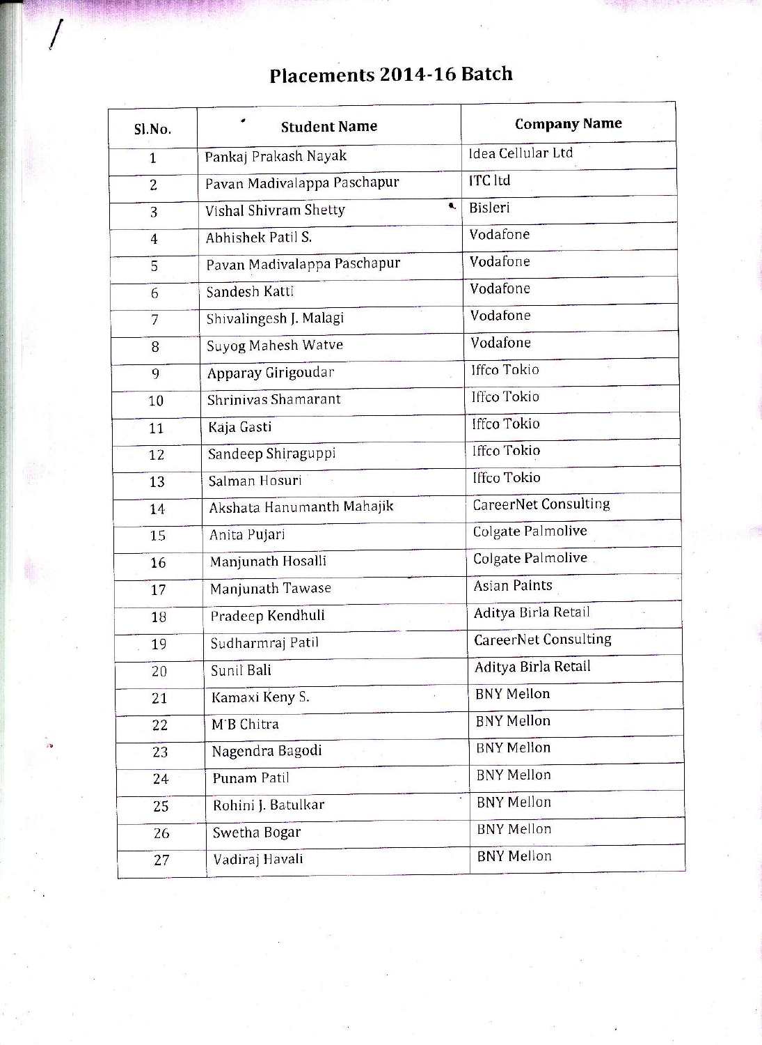# Placements 2014-16 Batch

| Sl.No. | Student Name | Company Name |
|---|---|---|
| 1 | Pankaj Prakash Nayak | Idea Cellular Ltd |
| 2 | Pavan Madivalappa Paschapur | ITC ltd |
| 3 | Vishal Shivram Shetty | Bisleri |
| 4 | Abhishek Patil S. | Vodafone |
| 5 | Pavan Madivalappa Paschapur | Vodafone |
| 6 | Sandesh Katti | Vodafone |
| 7 | Shivalingesh J. Malagi | Vodafone |
| 8 | Suyog Mahesh Watve | Vodafone |
| 9 | Apparay Girigoudar | Iffco Tokio |
| 10 | Shrinivas Shamarant | Iffco Tokio |
| 11 | Kaja Gasti | Iffco Tokio |
| 12 | Sandeep Shiraguppi | Iffco Tokio |
| 13 | Salman Hosuri | Iffco Tokio |
| 14 | Akshata Hanumanth Mahajik | CareerNet Consulting |
| 15 | Anita Pujari | Colgate Palmolive |
| 16 | Manjunath Hosalli | Colgate Palmolive |
| 17 | Manjunath Tawase | Asian Paints |
| 18 | Pradeep Kendhuli | Aditya Birla Retail |
| 19 | Sudharmraj Patil | CareerNet Consulting |
| 20 | Sunil Bali | Aditya Birla Retail |
| 21 | Kamaxi Keny S. | BNY Mellon |
| 22 | M B Chitra | BNY Mellon |
| 23 | Nagendra Bagodi | BNY Mellon |
| 24 | Punam Patil | BNY Mellon |
| 25 | Rohini J. Batulkar | BNY Mellon |
| 26 | Swetha Bogar | BNY Mellon |
| 27 | Vadiraj Havali | BNY Mellon |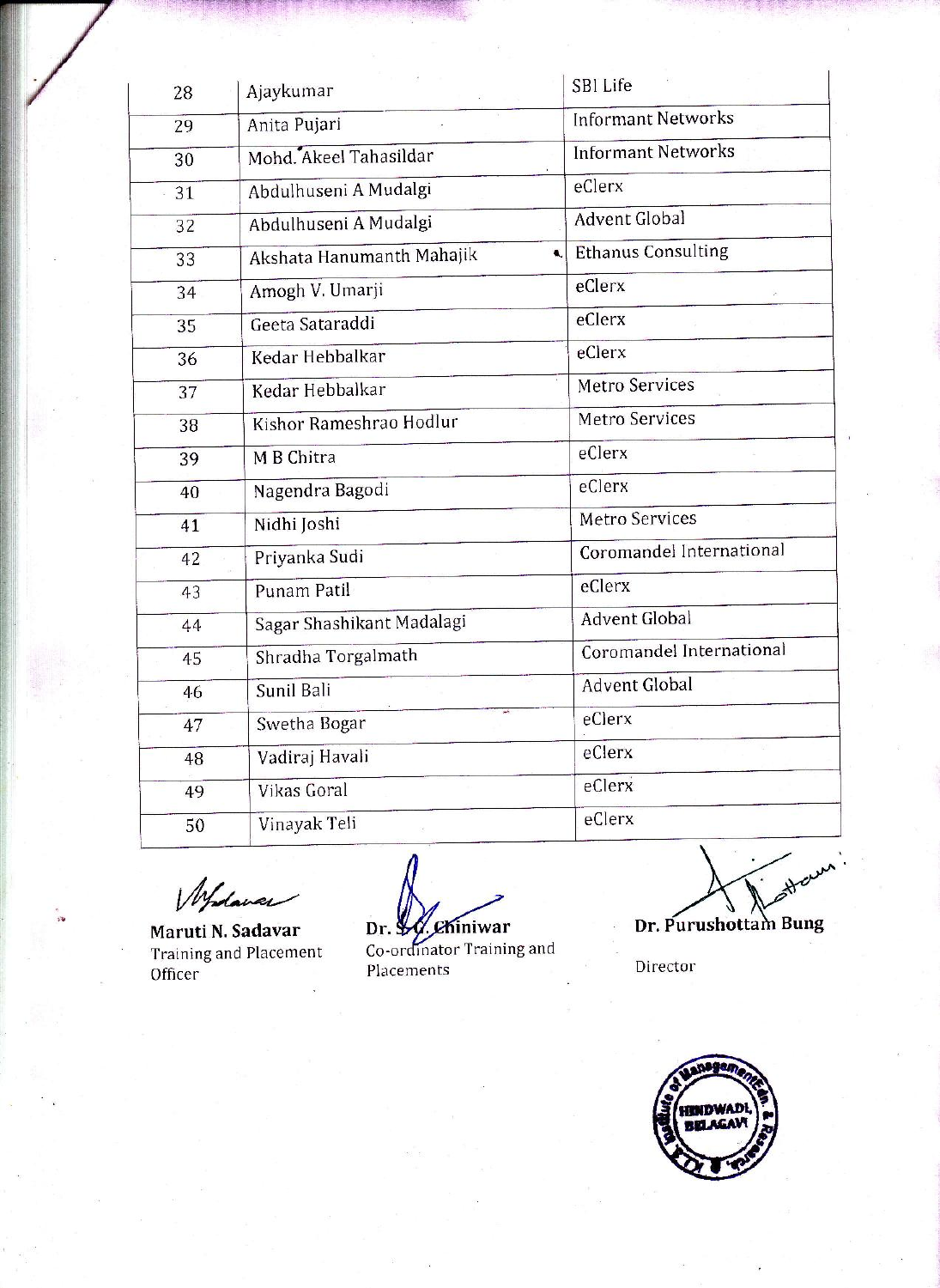| | | |
|---|---|---|
| 28 | Ajaykumar | SBI Life |
| 29 | Anita Pujari | Informant Networks |
| 30 | Mohd. Akeel Tahasildar | Informant Networks |
| 31 | Abdulhuseni A Mudalgi | eClerx |
| 32 | Abdulhuseni A Mudalgi | Advent Global |
| 33 | Akshata Hanumanth Mahajik | Ethanus Consulting |
| 34 | Amogh V. Umarji | eClerx |
| 35 | Geeta Sataraddi | eClerx |
| 36 | Kedar Hebbalkar | eClerx |
| 37 | Kedar Hebbalkar | Metro Services |
| 38 | Kishor Rameshrao Hodlur | Metro Services |
| 39 | M B Chitra | eClerx |
| 40 | Nagendra Bagodi | eClerx |
| 41 | Nidhi Joshi | Metro Services |
| 42 | Priyanka Sudi | Coromandel International |
| 43 | Punam Patil | eClerx |
| 44 | Sagar Shashikant Madalagi | Advent Global |
| 45 | Shradha Torgalmath | Coromandel International |
| 46 | Sunil Bali | Advent Global |
| 47 | Swetha Bogar | eClerx |
| 48 | Vadiraj Havali | eClerx |
| 49 | Vikas Goral | eClerx |
| 50 | Vinayak Teli | eClerx |

**Maruti N. Sadavar**
Training and Placement Officer

**Dr. S. G. Chiniwar**
Co-ordinator Training and Placements

**Dr. Purushottam Bung**
Director

HINDWADI, BELAGAVI